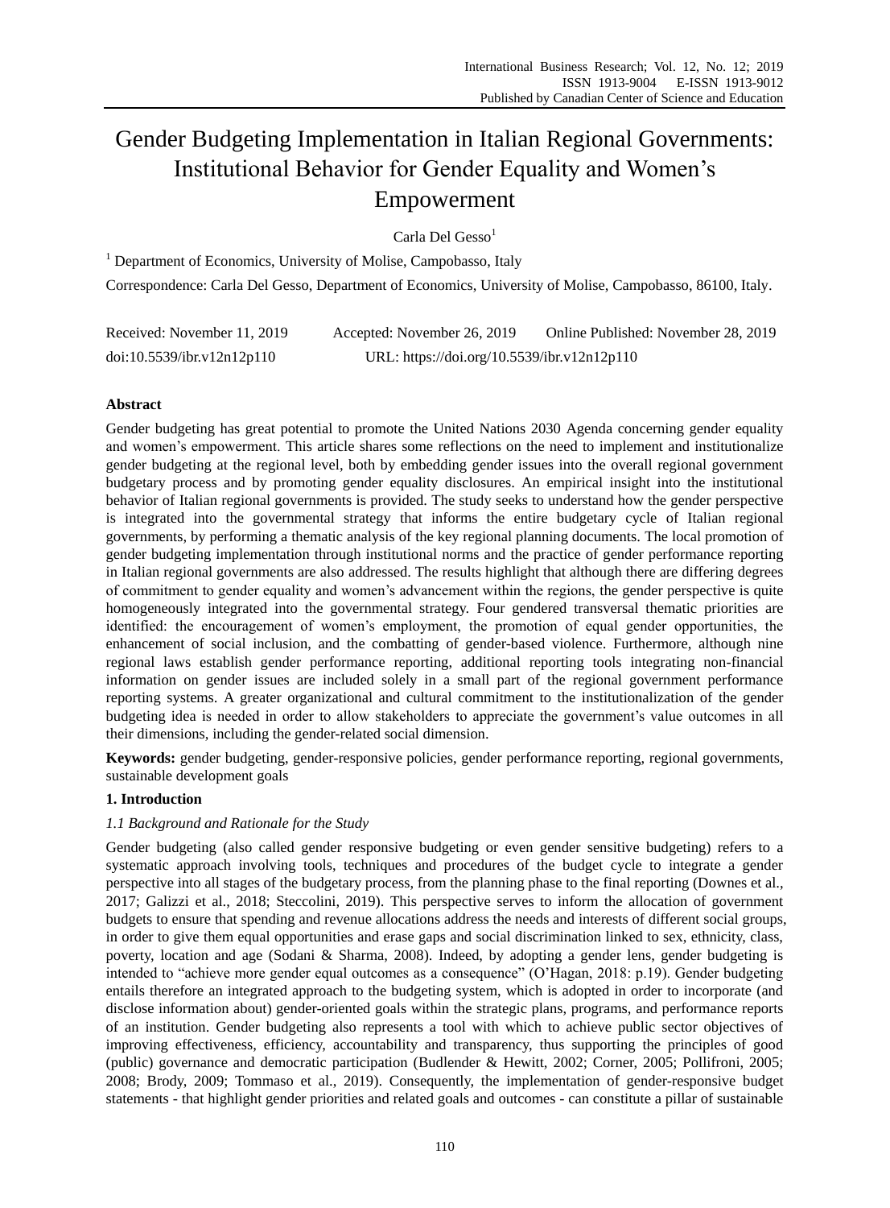# Gender Budgeting Implementation in Italian Regional Governments: Institutional Behavior for Gender Equality and Women's Empowerment

Carla Del Gesso[1]

[1] Department of Economics, University of Molise, Campobasso, Italy

Correspondence: Carla Del Gesso, Department of Economics, University of Molise, Campobasso, 86100, Italy.

Received: November 11, 2019 Accepted: November 26, 2019 Online Published: November 28, 2019

doi:10.5539/ibr.v12n12p110 URL: https://doi.org/10.5539/ibr.v12n12p110

## Abstract

Gender budgeting has great potential to promote the United Nations 2030 Agenda concerning gender equality and women's empowerment. This article shares some reflections on the need to implement and institutionalize gender budgeting at the regional level, both by embedding gender issues into the overall regional government budgetary process and by promoting gender equality disclosures. An empirical insight into the institutional behavior of Italian regional governments is provided. The study seeks to understand how the gender perspective is integrated into the governmental strategy that informs the entire budgetary cycle of Italian regional governments, by performing a thematic analysis of the key regional planning documents. The local promotion of gender budgeting implementation through institutional norms and the practice of gender performance reporting in Italian regional governments are also addressed. The results highlight that although there are differing degrees of commitment to gender equality and women's advancement within the regions, the gender perspective is quite homogeneously integrated into the governmental strategy. Four gendered transversal thematic priorities are identified: the encouragement of women's employment, the promotion of equal gender opportunities, the enhancement of social inclusion, and the combatting of gender-based violence. Furthermore, although nine regional laws establish gender performance reporting, additional reporting tools integrating non-financial information on gender issues are included solely in a small part of the regional government performance reporting systems. A greater organizational and cultural commitment to the institutionalization of the gender budgeting idea is needed in order to allow stakeholders to appreciate the government's value outcomes in all their dimensions, including the gender-related social dimension.

**Keywords:** gender budgeting, gender-responsive policies, gender performance reporting, regional governments, sustainable development goals

## 1. Introduction

### *1.1 Background and Rationale for the Study*

Gender budgeting (also called gender responsive budgeting or even gender sensitive budgeting) refers to a systematic approach involving tools, techniques and procedures of the budget cycle to integrate a gender perspective into all stages of the budgetary process, from the planning phase to the final reporting (Downes et al., 2017; Galizzi et al., 2018; Steccolini, 2019). This perspective serves to inform the allocation of government budgets to ensure that spending and revenue allocations address the needs and interests of different social groups, in order to give them equal opportunities and erase gaps and social discrimination linked to sex, ethnicity, class, poverty, location and age (Sodani & Sharma, 2008). Indeed, by adopting a gender lens, gender budgeting is intended to "achieve more gender equal outcomes as a consequence" (O'Hagan, 2018: p.19). Gender budgeting entails therefore an integrated approach to the budgeting system, which is adopted in order to incorporate (and disclose information about) gender-oriented goals within the strategic plans, programs, and performance reports of an institution. Gender budgeting also represents a tool with which to achieve public sector objectives of improving effectiveness, efficiency, accountability and transparency, thus supporting the principles of good (public) governance and democratic participation (Budlender & Hewitt, 2002; Corner, 2005; Pollifroni, 2005; 2008; Brody, 2009; Tommaso et al., 2019). Consequently, the implementation of gender-responsive budget statements - that highlight gender priorities and related goals and outcomes - can constitute a pillar of sustainable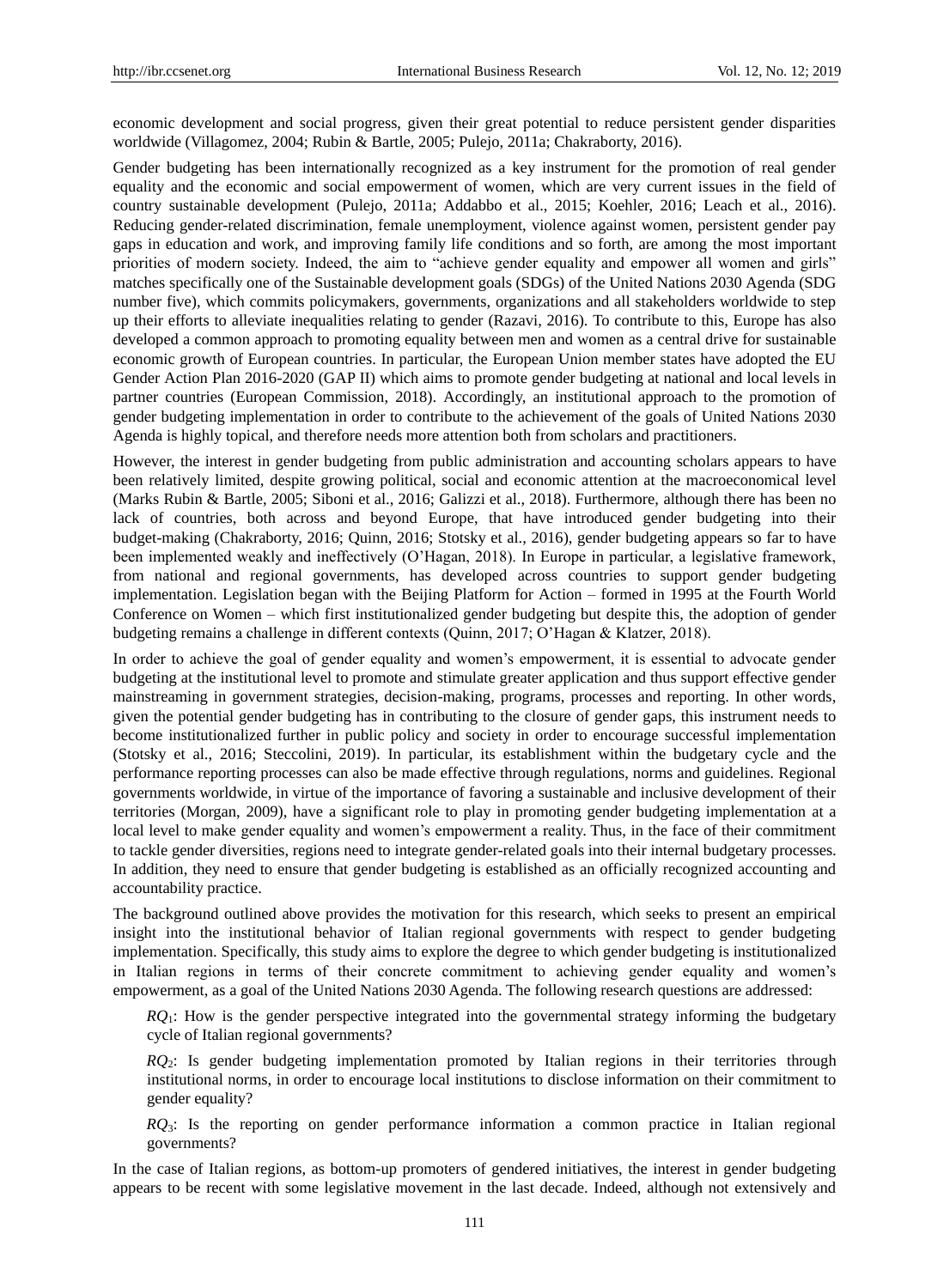economic development and social progress, given their great potential to reduce persistent gender disparities worldwide (Villagomez, 2004; Rubin & Bartle, 2005; Pulejo, 2011a; Chakraborty, 2016).

Gender budgeting has been internationally recognized as a key instrument for the promotion of real gender equality and the economic and social empowerment of women, which are very current issues in the field of country sustainable development (Pulejo, 2011a; Addabbo et al., 2015; Koehler, 2016; Leach et al., 2016). Reducing gender-related discrimination, female unemployment, violence against women, persistent gender pay gaps in education and work, and improving family life conditions and so forth, are among the most important priorities of modern society. Indeed, the aim to "achieve gender equality and empower all women and girls" matches specifically one of the Sustainable development goals (SDGs) of the United Nations 2030 Agenda (SDG number five), which commits policymakers, governments, organizations and all stakeholders worldwide to step up their efforts to alleviate inequalities relating to gender (Razavi, 2016). To contribute to this, Europe has also developed a common approach to promoting equality between men and women as a central drive for sustainable economic growth of European countries. In particular, the European Union member states have adopted the EU Gender Action Plan 2016-2020 (GAP II) which aims to promote gender budgeting at national and local levels in partner countries (European Commission, 2018). Accordingly, an institutional approach to the promotion of gender budgeting implementation in order to contribute to the achievement of the goals of United Nations 2030 Agenda is highly topical, and therefore needs more attention both from scholars and practitioners.

However, the interest in gender budgeting from public administration and accounting scholars appears to have been relatively limited, despite growing political, social and economic attention at the macroeconomical level (Marks Rubin & Bartle, 2005; Siboni et al., 2016; Galizzi et al., 2018). Furthermore, although there has been no lack of countries, both across and beyond Europe, that have introduced gender budgeting into their budget-making (Chakraborty, 2016; Quinn, 2016; Stotsky et al., 2016), gender budgeting appears so far to have been implemented weakly and ineffectively (O'Hagan, 2018). In Europe in particular, a legislative framework, from national and regional governments, has developed across countries to support gender budgeting implementation. Legislation began with the Beijing Platform for Action – formed in 1995 at the Fourth World Conference on Women – which first institutionalized gender budgeting but despite this, the adoption of gender budgeting remains a challenge in different contexts (Quinn, 2017; O'Hagan & Klatzer, 2018).

In order to achieve the goal of gender equality and women's empowerment, it is essential to advocate gender budgeting at the institutional level to promote and stimulate greater application and thus support effective gender mainstreaming in government strategies, decision-making, programs, processes and reporting. In other words, given the potential gender budgeting has in contributing to the closure of gender gaps, this instrument needs to become institutionalized further in public policy and society in order to encourage successful implementation (Stotsky et al., 2016; Steccolini, 2019). In particular, its establishment within the budgetary cycle and the performance reporting processes can also be made effective through regulations, norms and guidelines. Regional governments worldwide, in virtue of the importance of favoring a sustainable and inclusive development of their territories (Morgan, 2009), have a significant role to play in promoting gender budgeting implementation at a local level to make gender equality and women's empowerment a reality. Thus, in the face of their commitment to tackle gender diversities, regions need to integrate gender-related goals into their internal budgetary processes. In addition, they need to ensure that gender budgeting is established as an officially recognized accounting and accountability practice.

The background outlined above provides the motivation for this research, which seeks to present an empirical insight into the institutional behavior of Italian regional governments with respect to gender budgeting implementation. Specifically, this study aims to explore the degree to which gender budgeting is institutionalized in Italian regions in terms of their concrete commitment to achieving gender equality and women's empowerment, as a goal of the United Nations 2030 Agenda. The following research questions are addressed:

> *$RQ_1$*: How is the gender perspective integrated into the governmental strategy informing the budgetary cycle of Italian regional governments?
>
> *$RQ_2$*: Is gender budgeting implementation promoted by Italian regions in their territories through institutional norms, in order to encourage local institutions to disclose information on their commitment to gender equality?
>
> *$RQ_3$*: Is the reporting on gender performance information a common practice in Italian regional governments?

In the case of Italian regions, as bottom-up promoters of gendered initiatives, the interest in gender budgeting appears to be recent with some legislative movement in the last decade. Indeed, although not extensively and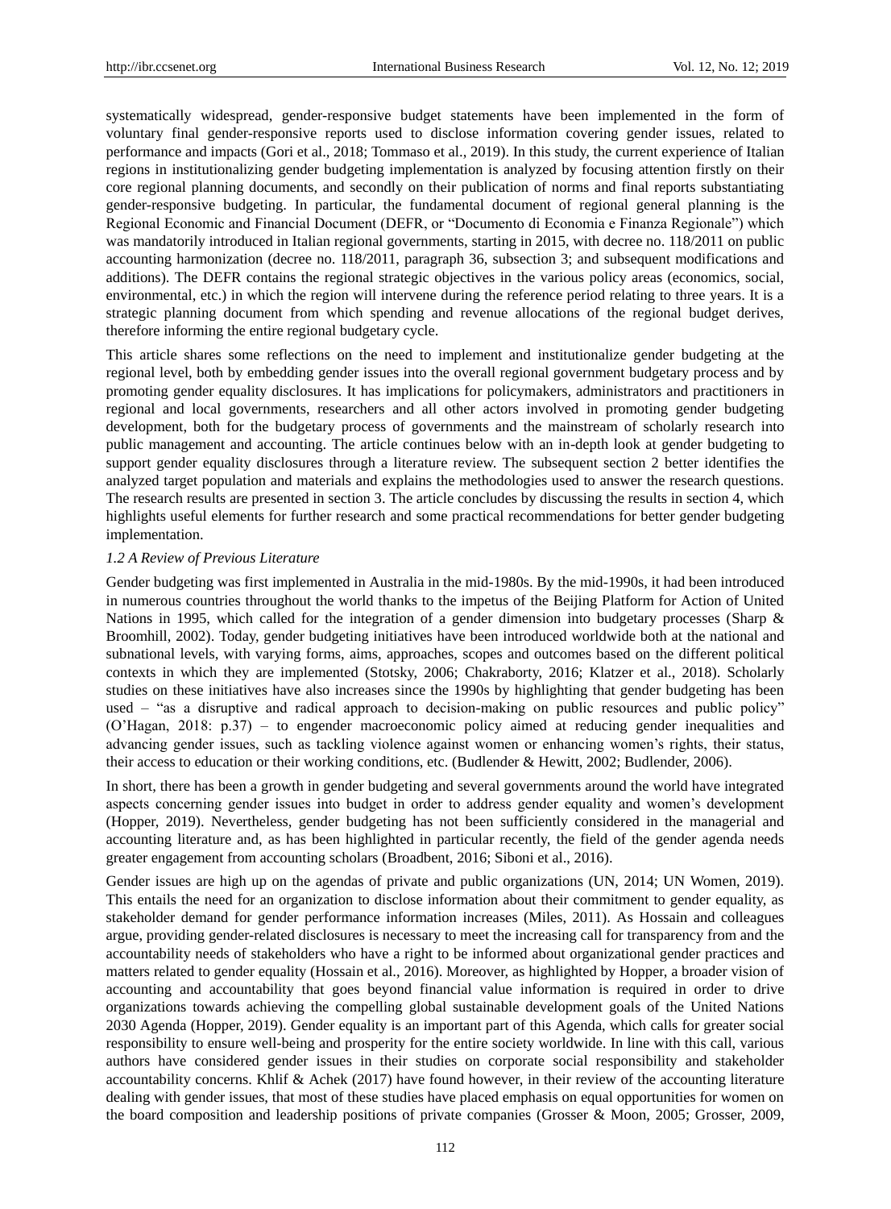systematically widespread, gender-responsive budget statements have been implemented in the form of voluntary final gender-responsive reports used to disclose information covering gender issues, related to performance and impacts (Gori et al., 2018; Tommaso et al., 2019). In this study, the current experience of Italian regions in institutionalizing gender budgeting implementation is analyzed by focusing attention firstly on their core regional planning documents, and secondly on their publication of norms and final reports substantiating gender-responsive budgeting. In particular, the fundamental document of regional general planning is the Regional Economic and Financial Document (DEFR, or "Documento di Economia e Finanza Regionale") which was mandatorily introduced in Italian regional governments, starting in 2015, with decree no. 118/2011 on public accounting harmonization (decree no. 118/2011, paragraph 36, subsection 3; and subsequent modifications and additions). The DEFR contains the regional strategic objectives in the various policy areas (economics, social, environmental, etc.) in which the region will intervene during the reference period relating to three years. It is a strategic planning document from which spending and revenue allocations of the regional budget derives, therefore informing the entire regional budgetary cycle.

This article shares some reflections on the need to implement and institutionalize gender budgeting at the regional level, both by embedding gender issues into the overall regional government budgetary process and by promoting gender equality disclosures. It has implications for policymakers, administrators and practitioners in regional and local governments, researchers and all other actors involved in promoting gender budgeting development, both for the budgetary process of governments and the mainstream of scholarly research into public management and accounting. The article continues below with an in-depth look at gender budgeting to support gender equality disclosures through a literature review. The subsequent section 2 better identifies the analyzed target population and materials and explains the methodologies used to answer the research questions. The research results are presented in section 3. The article concludes by discussing the results in section 4, which highlights useful elements for further research and some practical recommendations for better gender budgeting implementation.

### *1.2 A Review of Previous Literature*

Gender budgeting was first implemented in Australia in the mid-1980s. By the mid-1990s, it had been introduced in numerous countries throughout the world thanks to the impetus of the Beijing Platform for Action of United Nations in 1995, which called for the integration of a gender dimension into budgetary processes (Sharp & Broomhill, 2002). Today, gender budgeting initiatives have been introduced worldwide both at the national and subnational levels, with varying forms, aims, approaches, scopes and outcomes based on the different political contexts in which they are implemented (Stotsky, 2006; Chakraborty, 2016; Klatzer et al., 2018). Scholarly studies on these initiatives have also increases since the 1990s by highlighting that gender budgeting has been used – "as a disruptive and radical approach to decision-making on public resources and public policy" (O'Hagan, 2018: p.37) – to engender macroeconomic policy aimed at reducing gender inequalities and advancing gender issues, such as tackling violence against women or enhancing women's rights, their status, their access to education or their working conditions, etc. (Budlender & Hewitt, 2002; Budlender, 2006).

In short, there has been a growth in gender budgeting and several governments around the world have integrated aspects concerning gender issues into budget in order to address gender equality and women's development (Hopper, 2019). Nevertheless, gender budgeting has not been sufficiently considered in the managerial and accounting literature and, as has been highlighted in particular recently, the field of the gender agenda needs greater engagement from accounting scholars (Broadbent, 2016; Siboni et al., 2016).

Gender issues are high up on the agendas of private and public organizations (UN, 2014; UN Women, 2019). This entails the need for an organization to disclose information about their commitment to gender equality, as stakeholder demand for gender performance information increases (Miles, 2011). As Hossain and colleagues argue, providing gender-related disclosures is necessary to meet the increasing call for transparency from and the accountability needs of stakeholders who have a right to be informed about organizational gender practices and matters related to gender equality (Hossain et al., 2016). Moreover, as highlighted by Hopper, a broader vision of accounting and accountability that goes beyond financial value information is required in order to drive organizations towards achieving the compelling global sustainable development goals of the United Nations 2030 Agenda (Hopper, 2019). Gender equality is an important part of this Agenda, which calls for greater social responsibility to ensure well-being and prosperity for the entire society worldwide. In line with this call, various authors have considered gender issues in their studies on corporate social responsibility and stakeholder accountability concerns. Khlif & Achek (2017) have found however, in their review of the accounting literature dealing with gender issues, that most of these studies have placed emphasis on equal opportunities for women on the board composition and leadership positions of private companies (Grosser & Moon, 2005; Grosser, 2009,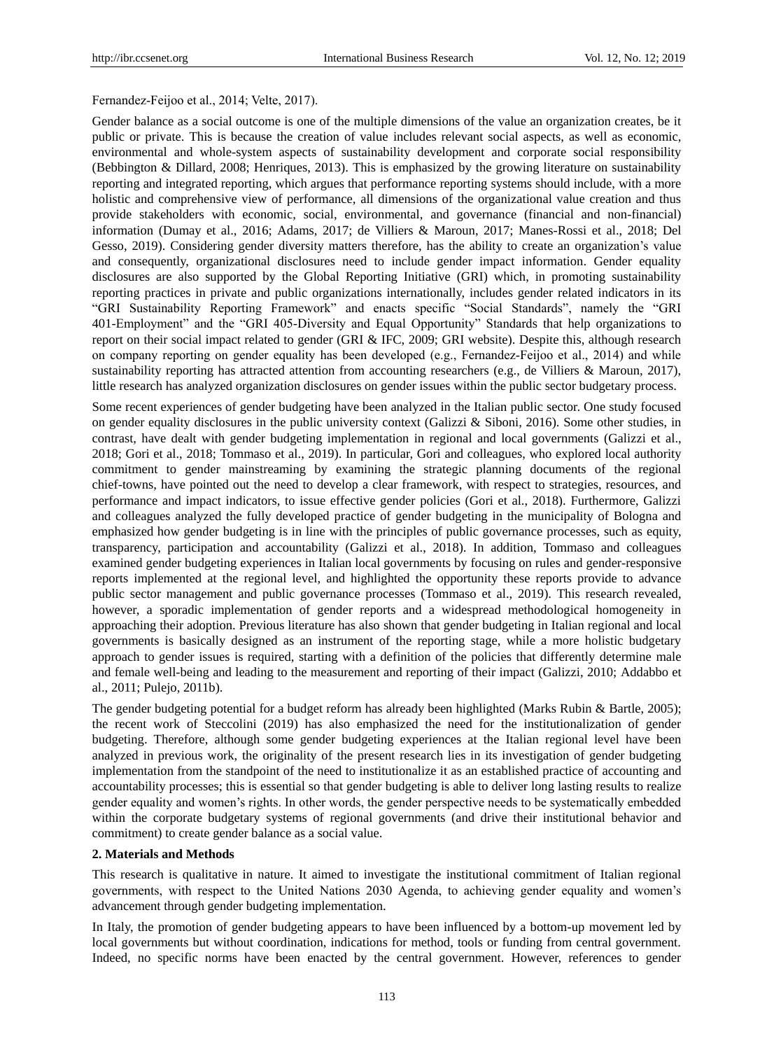Fernandez-Feijoo et al., 2014; Velte, 2017).

Gender balance as a social outcome is one of the multiple dimensions of the value an organization creates, be it public or private. This is because the creation of value includes relevant social aspects, as well as economic, environmental and whole-system aspects of sustainability development and corporate social responsibility (Bebbington & Dillard, 2008; Henriques, 2013). This is emphasized by the growing literature on sustainability reporting and integrated reporting, which argues that performance reporting systems should include, with a more holistic and comprehensive view of performance, all dimensions of the organizational value creation and thus provide stakeholders with economic, social, environmental, and governance (financial and non-financial) information (Dumay et al., 2016; Adams, 2017; de Villiers & Maroun, 2017; Manes-Rossi et al., 2018; Del Gesso, 2019). Considering gender diversity matters therefore, has the ability to create an organization's value and consequently, organizational disclosures need to include gender impact information. Gender equality disclosures are also supported by the Global Reporting Initiative (GRI) which, in promoting sustainability reporting practices in private and public organizations internationally, includes gender related indicators in its "GRI Sustainability Reporting Framework" and enacts specific "Social Standards", namely the "GRI 401-Employment" and the "GRI 405-Diversity and Equal Opportunity" Standards that help organizations to report on their social impact related to gender (GRI & IFC, 2009; GRI website). Despite this, although research on company reporting on gender equality has been developed (e.g., Fernandez-Feijoo et al., 2014) and while sustainability reporting has attracted attention from accounting researchers (e.g., de Villiers & Maroun, 2017), little research has analyzed organization disclosures on gender issues within the public sector budgetary process.

Some recent experiences of gender budgeting have been analyzed in the Italian public sector. One study focused on gender equality disclosures in the public university context (Galizzi & Siboni, 2016). Some other studies, in contrast, have dealt with gender budgeting implementation in regional and local governments (Galizzi et al., 2018; Gori et al., 2018; Tommaso et al., 2019). In particular, Gori and colleagues, who explored local authority commitment to gender mainstreaming by examining the strategic planning documents of the regional chief-towns, have pointed out the need to develop a clear framework, with respect to strategies, resources, and performance and impact indicators, to issue effective gender policies (Gori et al., 2018). Furthermore, Galizzi and colleagues analyzed the fully developed practice of gender budgeting in the municipality of Bologna and emphasized how gender budgeting is in line with the principles of public governance processes, such as equity, transparency, participation and accountability (Galizzi et al., 2018). In addition, Tommaso and colleagues examined gender budgeting experiences in Italian local governments by focusing on rules and gender-responsive reports implemented at the regional level, and highlighted the opportunity these reports provide to advance public sector management and public governance processes (Tommaso et al., 2019). This research revealed, however, a sporadic implementation of gender reports and a widespread methodological homogeneity in approaching their adoption. Previous literature has also shown that gender budgeting in Italian regional and local governments is basically designed as an instrument of the reporting stage, while a more holistic budgetary approach to gender issues is required, starting with a definition of the policies that differently determine male and female well-being and leading to the measurement and reporting of their impact (Galizzi, 2010; Addabbo et al., 2011; Pulejo, 2011b).

The gender budgeting potential for a budget reform has already been highlighted (Marks Rubin & Bartle, 2005); the recent work of Steccolini (2019) has also emphasized the need for the institutionalization of gender budgeting. Therefore, although some gender budgeting experiences at the Italian regional level have been analyzed in previous work, the originality of the present research lies in its investigation of gender budgeting implementation from the standpoint of the need to institutionalize it as an established practice of accounting and accountability processes; this is essential so that gender budgeting is able to deliver long lasting results to realize gender equality and women's rights. In other words, the gender perspective needs to be systematically embedded within the corporate budgetary systems of regional governments (and drive their institutional behavior and commitment) to create gender balance as a social value.

## 2. Materials and Methods

This research is qualitative in nature. It aimed to investigate the institutional commitment of Italian regional governments, with respect to the United Nations 2030 Agenda, to achieving gender equality and women's advancement through gender budgeting implementation.

In Italy, the promotion of gender budgeting appears to have been influenced by a bottom-up movement led by local governments but without coordination, indications for method, tools or funding from central government. Indeed, no specific norms have been enacted by the central government. However, references to gender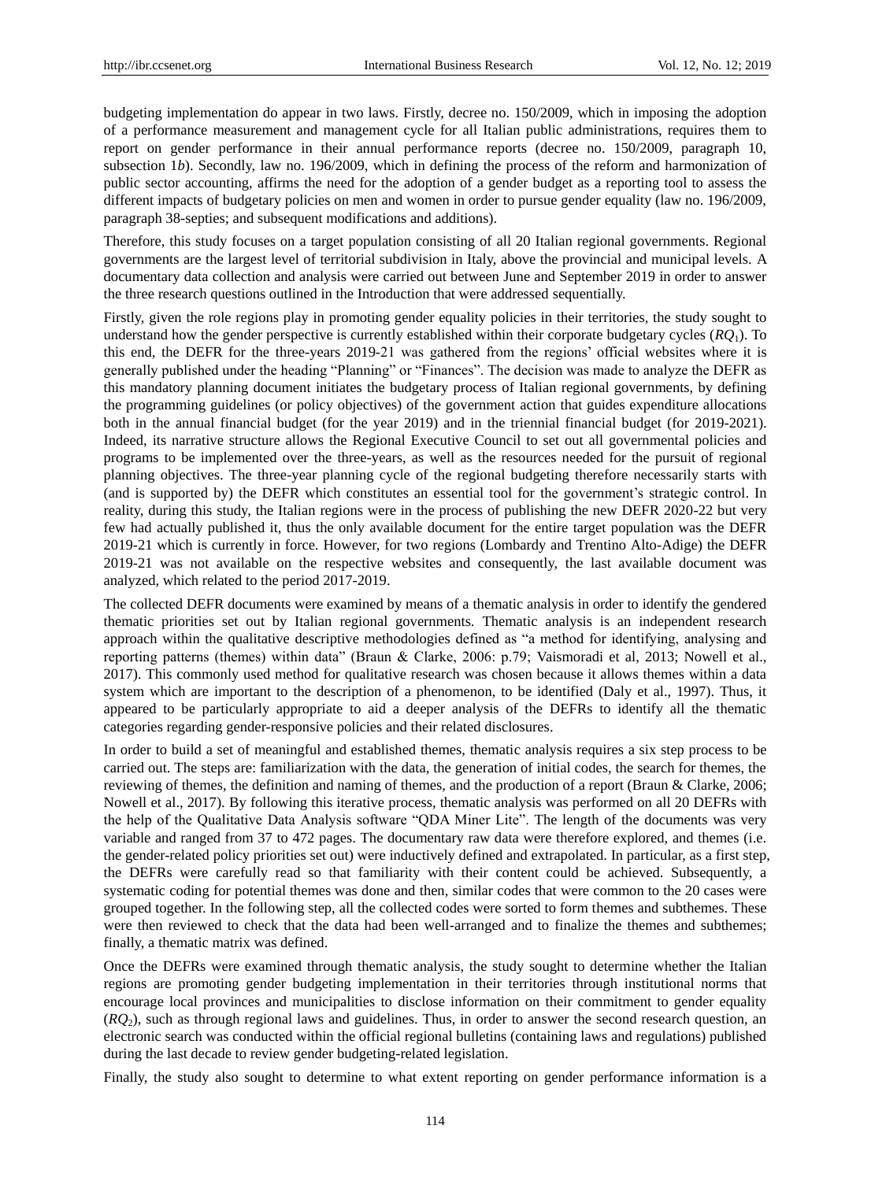budgeting implementation do appear in two laws. Firstly, decree no. 150/2009, which in imposing the adoption of a performance measurement and management cycle for all Italian public administrations, requires them to report on gender performance in their annual performance reports (decree no. 150/2009, paragraph 10, subsection 1*b*). Secondly, law no. 196/2009, which in defining the process of the reform and harmonization of public sector accounting, affirms the need for the adoption of a gender budget as a reporting tool to assess the different impacts of budgetary policies on men and women in order to pursue gender equality (law no. 196/2009, paragraph 38-septies; and subsequent modifications and additions).

Therefore, this study focuses on a target population consisting of all 20 Italian regional governments. Regional governments are the largest level of territorial subdivision in Italy, above the provincial and municipal levels. A documentary data collection and analysis were carried out between June and September 2019 in order to answer the three research questions outlined in the Introduction that were addressed sequentially.

Firstly, given the role regions play in promoting gender equality policies in their territories, the study sought to understand how the gender perspective is currently established within their corporate budgetary cycles ($RQ_1$). To this end, the DEFR for the three-years 2019-21 was gathered from the regions' official websites where it is generally published under the heading "Planning" or "Finances". The decision was made to analyze the DEFR as this mandatory planning document initiates the budgetary process of Italian regional governments, by defining the programming guidelines (or policy objectives) of the government action that guides expenditure allocations both in the annual financial budget (for the year 2019) and in the triennial financial budget (for 2019-2021). Indeed, its narrative structure allows the Regional Executive Council to set out all governmental policies and programs to be implemented over the three-years, as well as the resources needed for the pursuit of regional planning objectives. The three-year planning cycle of the regional budgeting therefore necessarily starts with (and is supported by) the DEFR which constitutes an essential tool for the government's strategic control. In reality, during this study, the Italian regions were in the process of publishing the new DEFR 2020-22 but very few had actually published it, thus the only available document for the entire target population was the DEFR 2019-21 which is currently in force. However, for two regions (Lombardy and Trentino Alto-Adige) the DEFR 2019-21 was not available on the respective websites and consequently, the last available document was analyzed, which related to the period 2017-2019.

The collected DEFR documents were examined by means of a thematic analysis in order to identify the gendered thematic priorities set out by Italian regional governments. Thematic analysis is an independent research approach within the qualitative descriptive methodologies defined as "a method for identifying, analysing and reporting patterns (themes) within data" (Braun & Clarke, 2006: p.79; Vaismoradi et al, 2013; Nowell et al., 2017). This commonly used method for qualitative research was chosen because it allows themes within a data system which are important to the description of a phenomenon, to be identified (Daly et al., 1997). Thus, it appeared to be particularly appropriate to aid a deeper analysis of the DEFRs to identify all the thematic categories regarding gender-responsive policies and their related disclosures.

In order to build a set of meaningful and established themes, thematic analysis requires a six step process to be carried out. The steps are: familiarization with the data, the generation of initial codes, the search for themes, the reviewing of themes, the definition and naming of themes, and the production of a report (Braun & Clarke, 2006; Nowell et al., 2017). By following this iterative process, thematic analysis was performed on all 20 DEFRs with the help of the Qualitative Data Analysis software "QDA Miner Lite". The length of the documents was very variable and ranged from 37 to 472 pages. The documentary raw data were therefore explored, and themes (i.e. the gender-related policy priorities set out) were inductively defined and extrapolated. In particular, as a first step, the DEFRs were carefully read so that familiarity with their content could be achieved. Subsequently, a systematic coding for potential themes was done and then, similar codes that were common to the 20 cases were grouped together. In the following step, all the collected codes were sorted to form themes and subthemes. These were then reviewed to check that the data had been well-arranged and to finalize the themes and subthemes; finally, a thematic matrix was defined.

Once the DEFRs were examined through thematic analysis, the study sought to determine whether the Italian regions are promoting gender budgeting implementation in their territories through institutional norms that encourage local provinces and municipalities to disclose information on their commitment to gender equality ($RQ_2$), such as through regional laws and guidelines. Thus, in order to answer the second research question, an electronic search was conducted within the official regional bulletins (containing laws and regulations) published during the last decade to review gender budgeting-related legislation.

Finally, the study also sought to determine to what extent reporting on gender performance information is a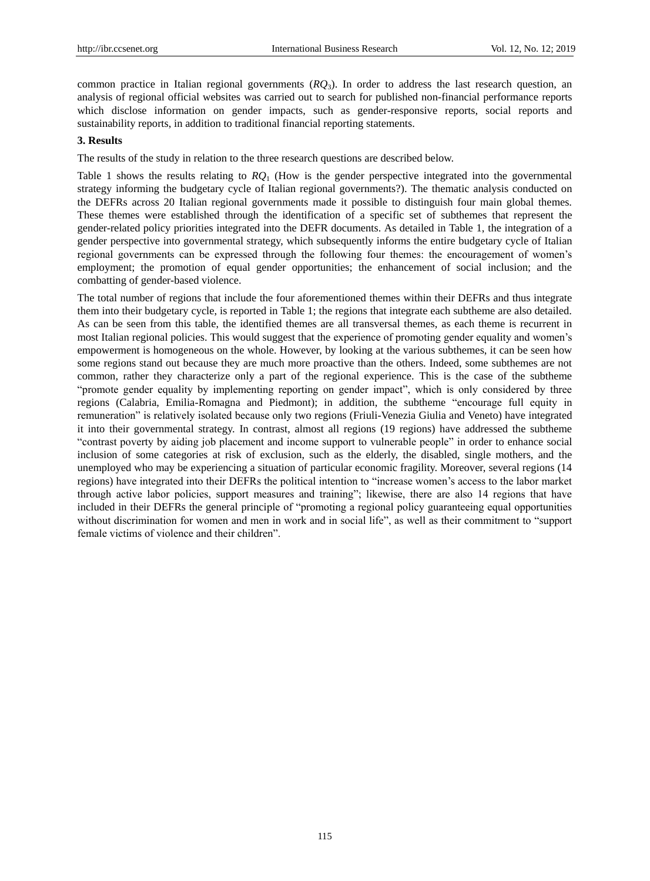common practice in Italian regional governments ($RQ_3$). In order to address the last research question, an analysis of regional official websites was carried out to search for published non-financial performance reports which disclose information on gender impacts, such as gender-responsive reports, social reports and sustainability reports, in addition to traditional financial reporting statements.

## 3. Results

The results of the study in relation to the three research questions are described below.

Table 1 shows the results relating to $RQ_1$ (How is the gender perspective integrated into the governmental strategy informing the budgetary cycle of Italian regional governments?). The thematic analysis conducted on the DEFRs across 20 Italian regional governments made it possible to distinguish four main global themes. These themes were established through the identification of a specific set of subthemes that represent the gender-related policy priorities integrated into the DEFR documents. As detailed in Table 1, the integration of a gender perspective into governmental strategy, which subsequently informs the entire budgetary cycle of Italian regional governments can be expressed through the following four themes: the encouragement of women's employment; the promotion of equal gender opportunities; the enhancement of social inclusion; and the combatting of gender-based violence.

The total number of regions that include the four aforementioned themes within their DEFRs and thus integrate them into their budgetary cycle, is reported in Table 1; the regions that integrate each subtheme are also detailed. As can be seen from this table, the identified themes are all transversal themes, as each theme is recurrent in most Italian regional policies. This would suggest that the experience of promoting gender equality and women's empowerment is homogeneous on the whole. However, by looking at the various subthemes, it can be seen how some regions stand out because they are much more proactive than the others. Indeed, some subthemes are not common, rather they characterize only a part of the regional experience. This is the case of the subtheme "promote gender equality by implementing reporting on gender impact", which is only considered by three regions (Calabria, Emilia-Romagna and Piedmont); in addition, the subtheme "encourage full equity in remuneration" is relatively isolated because only two regions (Friuli-Venezia Giulia and Veneto) have integrated it into their governmental strategy. In contrast, almost all regions (19 regions) have addressed the subtheme "contrast poverty by aiding job placement and income support to vulnerable people" in order to enhance social inclusion of some categories at risk of exclusion, such as the elderly, the disabled, single mothers, and the unemployed who may be experiencing a situation of particular economic fragility. Moreover, several regions (14 regions) have integrated into their DEFRs the political intention to "increase women's access to the labor market through active labor policies, support measures and training"; likewise, there are also 14 regions that have included in their DEFRs the general principle of "promoting a regional policy guaranteeing equal opportunities without discrimination for women and men in work and in social life", as well as their commitment to "support female victims of violence and their children".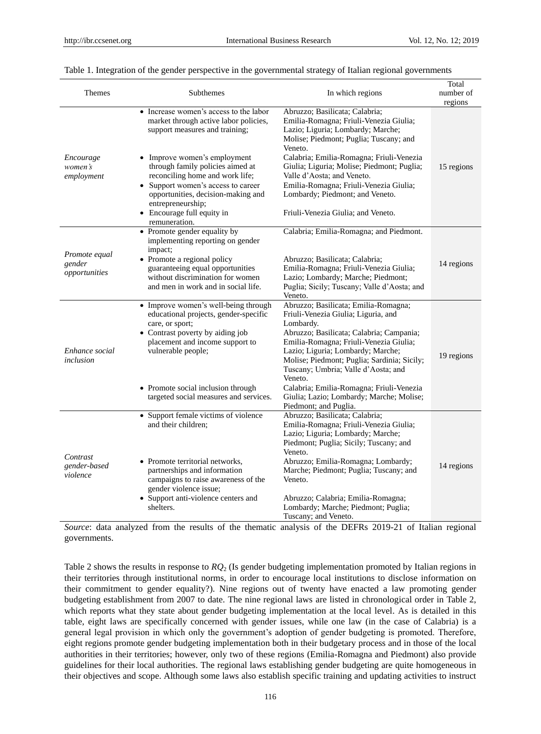Table 1. Integration of the gender perspective in the governmental strategy of Italian regional governments

| Themes | Subthemes | In which regions | Total number of regions |
|---|---|---|---|
| *Encourage women's employment* | • Increase women's access to the labor market through active labor policies, support measures and training; | Abruzzo; Basilicata; Calabria; Emilia-Romagna; Friuli-Venezia Giulia; Lazio; Liguria; Lombardy; Marche; Molise; Piedmont; Puglia; Tuscany; and Veneto. | 15 regions |
| | • Improve women's employment through family policies aimed at reconciling home and work life; | Calabria; Emilia-Romagna; Friuli-Venezia Giulia; Liguria; Molise; Piedmont; Puglia; Valle d'Aosta; and Veneto. | |
| | • Support women's access to career opportunities, decision-making and entrepreneurship; | Emilia-Romagna; Friuli-Venezia Giulia; Lombardy; Piedmont; and Veneto. | |
| | • Encourage full equity in remuneration. | Friuli-Venezia Giulia; and Veneto. | |
| *Promote equal gender opportunities* | • Promote gender equality by implementing reporting on gender impact; | Calabria; Emilia-Romagna; and Piedmont. | 14 regions |
| | • Promote a regional policy guaranteeing equal opportunities without discrimination for women and men in work and in social life. | Abruzzo; Basilicata; Calabria; Emilia-Romagna; Friuli-Venezia Giulia; Lazio; Lombardy; Marche; Piedmont; Puglia; Sicily; Tuscany; Valle d'Aosta; and Veneto. | |
| *Enhance social inclusion* | • Improve women's well-being through educational projects, gender-specific care, or sport; | Abruzzo; Basilicata; Emilia-Romagna; Friuli-Venezia Giulia; Liguria, and Lombardy. | 19 regions |
| | • Contrast poverty by aiding job placement and income support to vulnerable people; | Abruzzo; Basilicata; Calabria; Campania; Emilia-Romagna; Friuli-Venezia Giulia; Lazio; Liguria; Lombardy; Marche; Molise; Piedmont; Puglia; Sardinia; Sicily; Tuscany; Umbria; Valle d'Aosta; and Veneto. | |
| | • Promote social inclusion through targeted social measures and services. | Calabria; Emilia-Romagna; Friuli-Venezia Giulia; Lazio; Lombardy; Marche; Molise; Piedmont; and Puglia. | |
| *Contrast gender-based violence* | • Support female victims of violence and their children; | Abruzzo; Basilicata; Calabria; Emilia-Romagna; Friuli-Venezia Giulia; Lazio; Liguria; Lombardy; Marche; Piedmont; Puglia; Sicily; Tuscany; and Veneto. | 14 regions |
| | • Promote territorial networks, partnerships and information campaigns to raise awareness of the gender violence issue; | Abruzzo; Emilia-Romagna; Lombardy; Marche; Piedmont; Puglia; Tuscany; and Veneto. | |
| | • Support anti-violence centers and shelters. | Abruzzo; Calabria; Emilia-Romagna; Lombardy; Marche; Piedmont; Puglia; Tuscany; and Veneto. | |

*Source*: data analyzed from the results of the thematic analysis of the DEFRs 2019-21 of Italian regional governments.

Table 2 shows the results in response to $RQ_2$ (Is gender budgeting implementation promoted by Italian regions in their territories through institutional norms, in order to encourage local institutions to disclose information on their commitment to gender equality?). Nine regions out of twenty have enacted a law promoting gender budgeting establishment from 2007 to date. The nine regional laws are listed in chronological order in Table 2, which reports what they state about gender budgeting implementation at the local level. As is detailed in this table, eight laws are specifically concerned with gender issues, while one law (in the case of Calabria) is a general legal provision in which only the government's adoption of gender budgeting is promoted. Therefore, eight regions promote gender budgeting implementation both in their budgetary process and in those of the local authorities in their territories; however, only two of these regions (Emilia-Romagna and Piedmont) also provide guidelines for their local authorities. The regional laws establishing gender budgeting are quite homogeneous in their objectives and scope. Although some laws also establish specific training and updating activities to instruct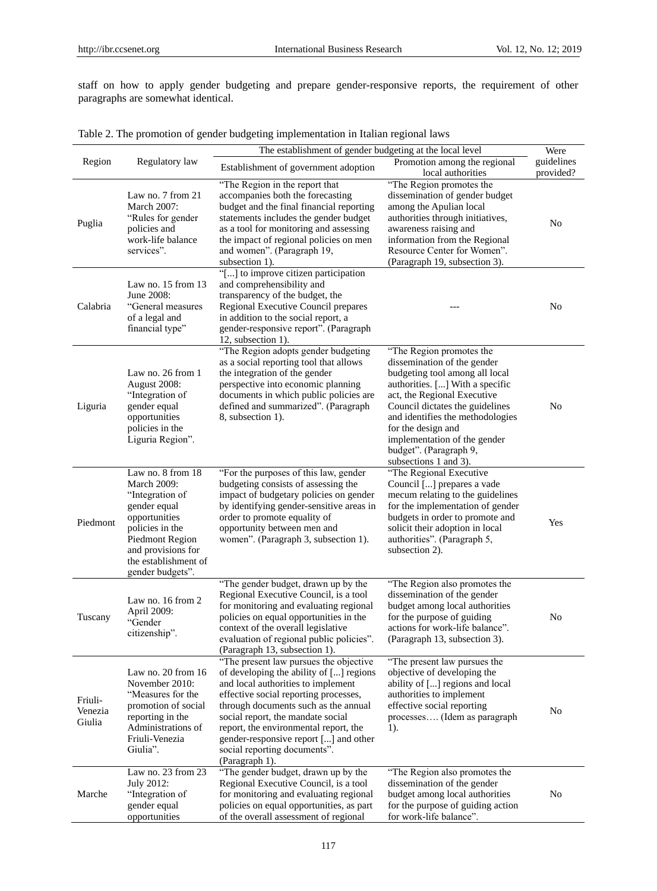staff on how to apply gender budgeting and prepare gender-responsive reports, the requirement of other paragraphs are somewhat identical.

Table 2. The promotion of gender budgeting implementation in Italian regional laws

| Region | Regulatory law | The establishment of gender budgeting at the local level | | Were guidelines provided? |
|---|---|---|---|---|
| | | Establishment of government adoption | Promotion among the regional local authorities | |
| Puglia | Law no. 7 from 21 March 2007: "Rules for gender policies and work-life balance services". | "The Region in the report that accompanies both the forecasting budget and the final financial reporting statements includes the gender budget as a tool for monitoring and assessing the impact of regional policies on men and women". (Paragraph 19, subsection 1). | "The Region promotes the dissemination of gender budget among the Apulian local authorities through initiatives, awareness raising and information from the Regional Resource Center for Women". (Paragraph 19, subsection 3). | No |
| Calabria | Law no. 15 from 13 June 2008: "General measures of a legal and financial type" | "[...] to improve citizen participation and comprehensibility and transparency of the budget, the Regional Executive Council prepares in addition to the social report, a gender-responsive report". (Paragraph 12, subsection 1). | --- | No |
| Liguria | Law no. 26 from 1 August 2008: "Integration of gender equal opportunities policies in the Liguria Region". | "The Region adopts gender budgeting as a social reporting tool that allows the integration of the gender perspective into economic planning documents in which public policies are defined and summarized". (Paragraph 8, subsection 1). | "The Region promotes the dissemination of the gender budgeting tool among all local authorities. [...] With a specific act, the Regional Executive Council dictates the guidelines and identifies the methodologies for the design and implementation of the gender budget". (Paragraph 9, subsections 1 and 3). | No |
| Piedmont | Law no. 8 from 18 March 2009: "Integration of gender equal opportunities policies in the Piedmont Region and provisions for the establishment of gender budgets". | "For the purposes of this law, gender budgeting consists of assessing the impact of budgetary policies on gender by identifying gender-sensitive areas in order to promote equality of opportunity between men and women". (Paragraph 3, subsection 1). | "The Regional Executive Council [...] prepares a vade mecum relating to the guidelines for the implementation of gender budgets in order to promote and solicit their adoption in local authorities". (Paragraph 5, subsection 2). | Yes |
| Tuscany | Law no. 16 from 2 April 2009: "Gender citizenship". | "The gender budget, drawn up by the Regional Executive Council, is a tool for monitoring and evaluating regional policies on equal opportunities in the context of the overall legislative evaluation of regional public policies". (Paragraph 13, subsection 1). | "The Region also promotes the dissemination of the gender budget among local authorities for the purpose of guiding actions for work-life balance". (Paragraph 13, subsection 3). | No |
| Friuli-Venezia Giulia | Law no. 20 from 16 November 2010: "Measures for the promotion of social reporting in the Administrations of Friuli-Venezia Giulia". | "The present law pursues the objective of developing the ability of [...] regions and local authorities to implement effective social reporting processes, through documents such as the annual social report, the mandate social report, the environmental report, the gender-responsive report [...] and other social reporting documents". (Paragraph 1). | "The present law pursues the objective of developing the ability of [...] regions and local authorities to implement effective social reporting processes…. (Idem as paragraph 1). | No |
| Marche | Law no. 23 from 23 July 2012: "Integration of gender equal opportunities | "The gender budget, drawn up by the Regional Executive Council, is a tool for monitoring and evaluating regional policies on equal opportunities, as part of the overall assessment of regional | "The Region also promotes the dissemination of the gender budget among local authorities for the purpose of guiding action for work-life balance". | No |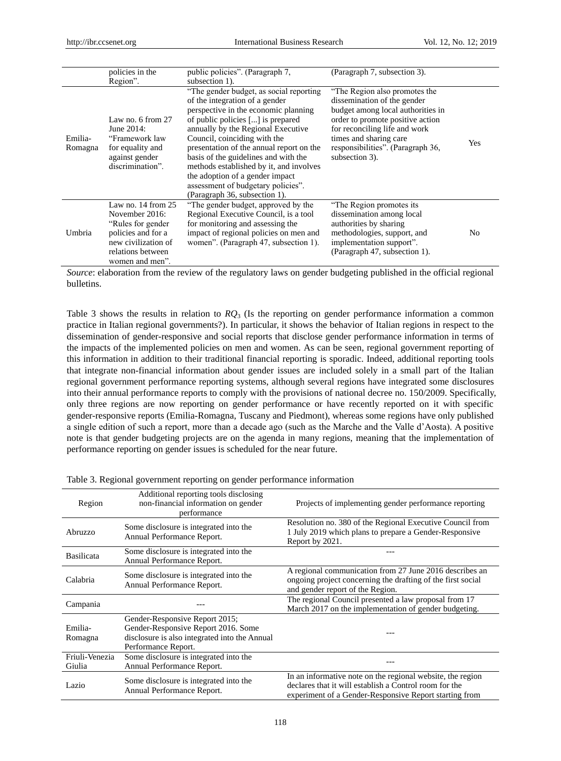| | policies in the Region". | public policies". (Paragraph 7, subsection 1). | (Paragraph 7, subsection 3). | |
|---|---|---|---|---|
| Emilia-Romagna | Law no. 6 from 27 June 2014: "Framework law for equality and against gender discrimination". | "The gender budget, as social reporting of the integration of a gender perspective in the economic planning of public policies [...] is prepared annually by the Regional Executive Council, coinciding with the presentation of the annual report on the basis of the guidelines and with the methods established by it, and involves the adoption of a gender impact assessment of budgetary policies". (Paragraph 36, subsection 1). | "The Region also promotes the dissemination of the gender budget among local authorities in order to promote positive action for reconciling life and work times and sharing care responsibilities". (Paragraph 36, subsection 3). | Yes |
| Umbria | Law no. 14 from 25 November 2016: "Rules for gender policies and for a new civilization of relations between women and men". | "The gender budget, approved by the Regional Executive Council, is a tool for monitoring and assessing the impact of regional policies on men and women". (Paragraph 47, subsection 1). | "The Region promotes its dissemination among local authorities by sharing methodologies, support, and implementation support". (Paragraph 47, subsection 1). | No |

*Source*: elaboration from the review of the regulatory laws on gender budgeting published in the official regional bulletins.

Table 3 shows the results in relation to $RQ_3$ (Is the reporting on gender performance information a common practice in Italian regional governments?). In particular, it shows the behavior of Italian regions in respect to the dissemination of gender-responsive and social reports that disclose gender performance information in terms of the impacts of the implemented policies on men and women. As can be seen, regional government reporting of this information in addition to their traditional financial reporting is sporadic. Indeed, additional reporting tools that integrate non-financial information about gender issues are included solely in a small part of the Italian regional government performance reporting systems, although several regions have integrated some disclosures into their annual performance reports to comply with the provisions of national decree no. 150/2009. Specifically, only three regions are now reporting on gender performance or have recently reported on it with specific gender-responsive reports (Emilia-Romagna, Tuscany and Piedmont), whereas some regions have only published a single edition of such a report, more than a decade ago (such as the Marche and the Valle d'Aosta). A positive note is that gender budgeting projects are on the agenda in many regions, meaning that the implementation of performance reporting on gender issues is scheduled for the near future.

Table 3. Regional government reporting on gender performance information

| Region | Additional reporting tools disclosing non-financial information on gender performance | Projects of implementing gender performance reporting |
|---|---|---|
| Abruzzo | Some disclosure is integrated into the Annual Performance Report. | Resolution no. 380 of the Regional Executive Council from 1 July 2019 which plans to prepare a Gender-Responsive Report by 2021. |
| Basilicata | Some disclosure is integrated into the Annual Performance Report. | --- |
| Calabria | Some disclosure is integrated into the Annual Performance Report. | A regional communication from 27 June 2016 describes an ongoing project concerning the drafting of the first social and gender report of the Region. |
| Campania | --- | The regional Council presented a law proposal from 17 March 2017 on the implementation of gender budgeting. |
| Emilia-Romagna | Gender-Responsive Report 2015; Gender-Responsive Report 2016. Some disclosure is also integrated into the Annual Performance Report. | --- |
| Friuli-Venezia Giulia | Some disclosure is integrated into the Annual Performance Report. | --- |
| Lazio | Some disclosure is integrated into the Annual Performance Report. | In an informative note on the regional website, the region declares that it will establish a Control room for the experiment of a Gender-Responsive Report starting from |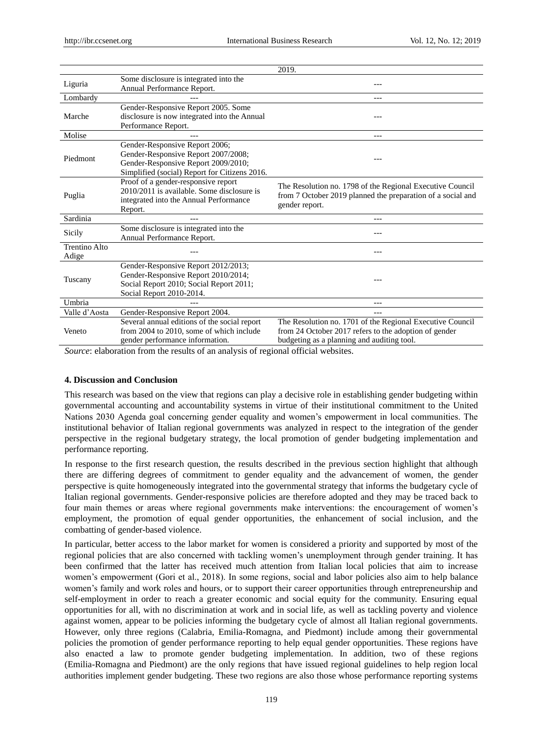| | | 2019. |
|---|---|---|
| Liguria | Some disclosure is integrated into the Annual Performance Report. | --- |
| Lombardy | --- | --- |
| Marche | Gender-Responsive Report 2005. Some disclosure is now integrated into the Annual Performance Report. | --- |
| Molise | --- | --- |
| Piedmont | Gender-Responsive Report 2006; Gender-Responsive Report 2007/2008; Gender-Responsive Report 2009/2010; Simplified (social) Report for Citizens 2016. | --- |
| Puglia | Proof of a gender-responsive report 2010/2011 is available. Some disclosure is integrated into the Annual Performance Report. | The Resolution no. 1798 of the Regional Executive Council from 7 October 2019 planned the preparation of a social and gender report. |
| Sardinia | --- | --- |
| Sicily | Some disclosure is integrated into the Annual Performance Report. | --- |
| Trentino Alto Adige | --- | --- |
| Tuscany | Gender-Responsive Report 2012/2013; Gender-Responsive Report 2010/2014; Social Report 2010; Social Report 2011; Social Report 2010-2014. | --- |
| Umbria | --- | --- |
| Valle d'Aosta | Gender-Responsive Report 2004. | --- |
| Veneto | Several annual editions of the social report from 2004 to 2010, some of which include gender performance information. | The Resolution no. 1701 of the Regional Executive Council from 24 October 2017 refers to the adoption of gender budgeting as a planning and auditing tool. |

*Source*: elaboration from the results of an analysis of regional official websites.

## 4. Discussion and Conclusion

This research was based on the view that regions can play a decisive role in establishing gender budgeting within governmental accounting and accountability systems in virtue of their institutional commitment to the United Nations 2030 Agenda goal concerning gender equality and women's empowerment in local communities. The institutional behavior of Italian regional governments was analyzed in respect to the integration of the gender perspective in the regional budgetary strategy, the local promotion of gender budgeting implementation and performance reporting.

In response to the first research question, the results described in the previous section highlight that although there are differing degrees of commitment to gender equality and the advancement of women, the gender perspective is quite homogeneously integrated into the governmental strategy that informs the budgetary cycle of Italian regional governments. Gender-responsive policies are therefore adopted and they may be traced back to four main themes or areas where regional governments make interventions: the encouragement of women's employment, the promotion of equal gender opportunities, the enhancement of social inclusion, and the combatting of gender-based violence.

In particular, better access to the labor market for women is considered a priority and supported by most of the regional policies that are also concerned with tackling women's unemployment through gender training. It has been confirmed that the latter has received much attention from Italian local policies that aim to increase women's empowerment (Gori et al., 2018). In some regions, social and labor policies also aim to help balance women's family and work roles and hours, or to support their career opportunities through entrepreneurship and self-employment in order to reach a greater economic and social equity for the community. Ensuring equal opportunities for all, with no discrimination at work and in social life, as well as tackling poverty and violence against women, appear to be policies informing the budgetary cycle of almost all Italian regional governments. However, only three regions (Calabria, Emilia-Romagna, and Piedmont) include among their governmental policies the promotion of gender performance reporting to help equal gender opportunities. These regions have also enacted a law to promote gender budgeting implementation. In addition, two of these regions (Emilia-Romagna and Piedmont) are the only regions that have issued regional guidelines to help region local authorities implement gender budgeting. These two regions are also those whose performance reporting systems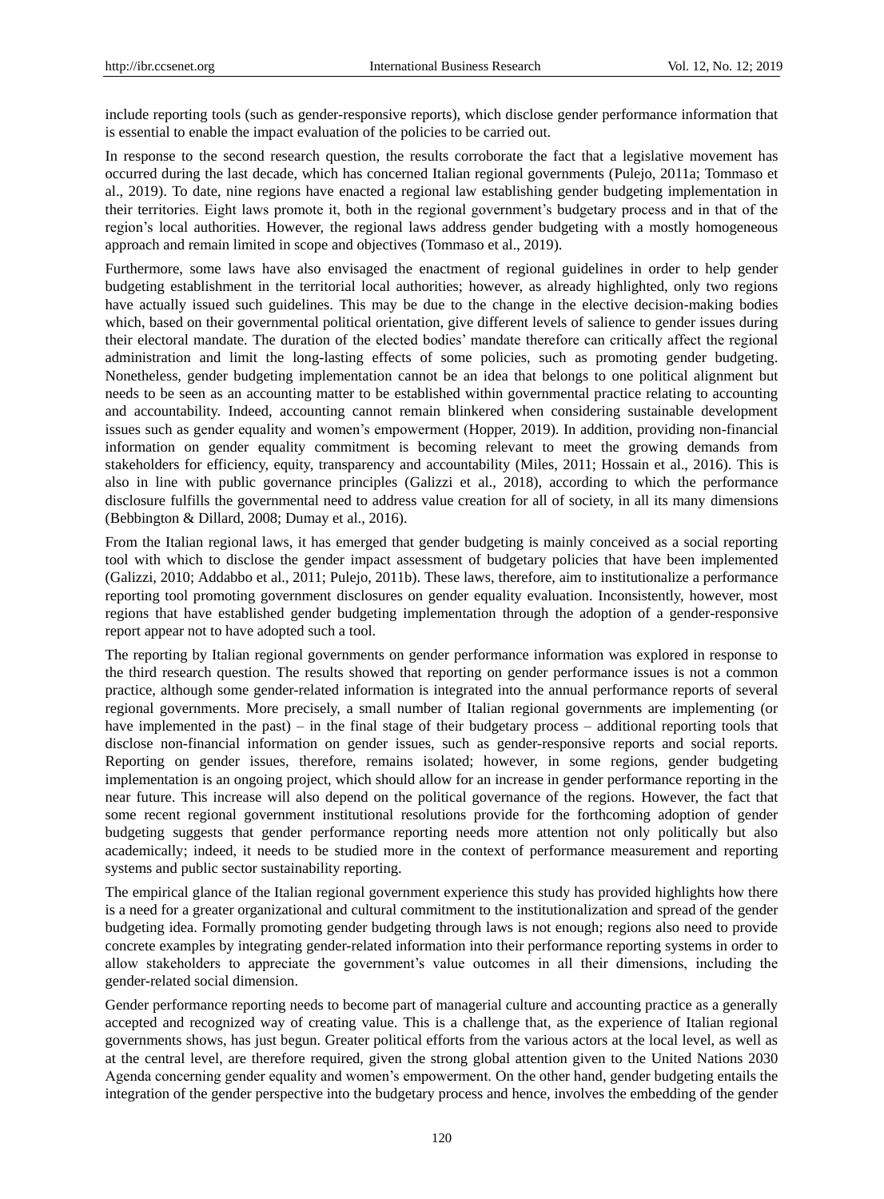include reporting tools (such as gender-responsive reports), which disclose gender performance information that is essential to enable the impact evaluation of the policies to be carried out.

In response to the second research question, the results corroborate the fact that a legislative movement has occurred during the last decade, which has concerned Italian regional governments (Pulejo, 2011a; Tommaso et al., 2019). To date, nine regions have enacted a regional law establishing gender budgeting implementation in their territories. Eight laws promote it, both in the regional government's budgetary process and in that of the region's local authorities. However, the regional laws address gender budgeting with a mostly homogeneous approach and remain limited in scope and objectives (Tommaso et al., 2019).

Furthermore, some laws have also envisaged the enactment of regional guidelines in order to help gender budgeting establishment in the territorial local authorities; however, as already highlighted, only two regions have actually issued such guidelines. This may be due to the change in the elective decision-making bodies which, based on their governmental political orientation, give different levels of salience to gender issues during their electoral mandate. The duration of the elected bodies' mandate therefore can critically affect the regional administration and limit the long-lasting effects of some policies, such as promoting gender budgeting. Nonetheless, gender budgeting implementation cannot be an idea that belongs to one political alignment but needs to be seen as an accounting matter to be established within governmental practice relating to accounting and accountability. Indeed, accounting cannot remain blinkered when considering sustainable development issues such as gender equality and women's empowerment (Hopper, 2019). In addition, providing non-financial information on gender equality commitment is becoming relevant to meet the growing demands from stakeholders for efficiency, equity, transparency and accountability (Miles, 2011; Hossain et al., 2016). This is also in line with public governance principles (Galizzi et al., 2018), according to which the performance disclosure fulfills the governmental need to address value creation for all of society, in all its many dimensions (Bebbington & Dillard, 2008; Dumay et al., 2016).

From the Italian regional laws, it has emerged that gender budgeting is mainly conceived as a social reporting tool with which to disclose the gender impact assessment of budgetary policies that have been implemented (Galizzi, 2010; Addabbo et al., 2011; Pulejo, 2011b). These laws, therefore, aim to institutionalize a performance reporting tool promoting government disclosures on gender equality evaluation. Inconsistently, however, most regions that have established gender budgeting implementation through the adoption of a gender-responsive report appear not to have adopted such a tool.

The reporting by Italian regional governments on gender performance information was explored in response to the third research question. The results showed that reporting on gender performance issues is not a common practice, although some gender-related information is integrated into the annual performance reports of several regional governments. More precisely, a small number of Italian regional governments are implementing (or have implemented in the past) – in the final stage of their budgetary process – additional reporting tools that disclose non-financial information on gender issues, such as gender-responsive reports and social reports. Reporting on gender issues, therefore, remains isolated; however, in some regions, gender budgeting implementation is an ongoing project, which should allow for an increase in gender performance reporting in the near future. This increase will also depend on the political governance of the regions. However, the fact that some recent regional government institutional resolutions provide for the forthcoming adoption of gender budgeting suggests that gender performance reporting needs more attention not only politically but also academically; indeed, it needs to be studied more in the context of performance measurement and reporting systems and public sector sustainability reporting.

The empirical glance of the Italian regional government experience this study has provided highlights how there is a need for a greater organizational and cultural commitment to the institutionalization and spread of the gender budgeting idea. Formally promoting gender budgeting through laws is not enough; regions also need to provide concrete examples by integrating gender-related information into their performance reporting systems in order to allow stakeholders to appreciate the government's value outcomes in all their dimensions, including the gender-related social dimension.

Gender performance reporting needs to become part of managerial culture and accounting practice as a generally accepted and recognized way of creating value. This is a challenge that, as the experience of Italian regional governments shows, has just begun. Greater political efforts from the various actors at the local level, as well as at the central level, are therefore required, given the strong global attention given to the United Nations 2030 Agenda concerning gender equality and women's empowerment. On the other hand, gender budgeting entails the integration of the gender perspective into the budgetary process and hence, involves the embedding of the gender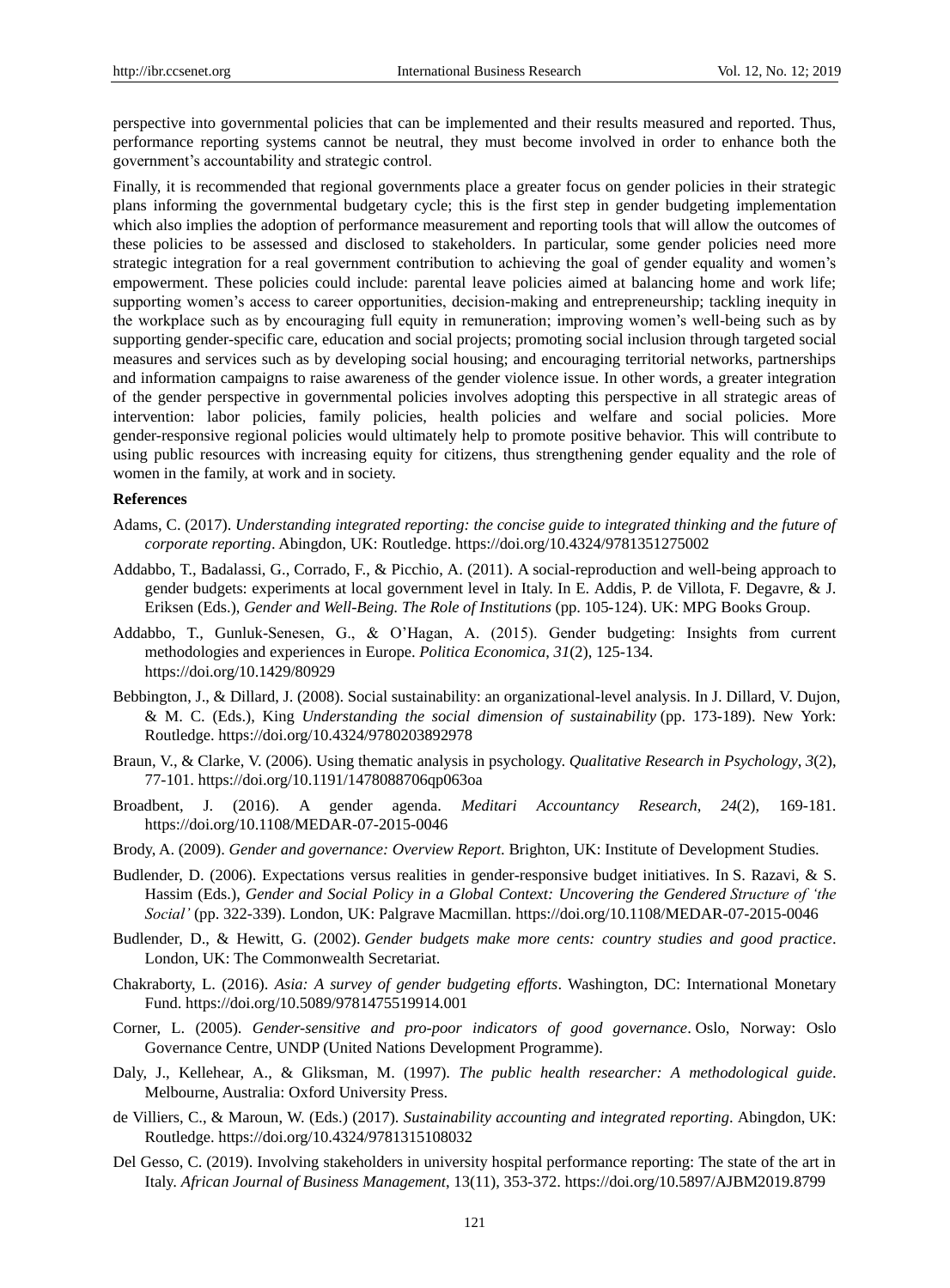perspective into governmental policies that can be implemented and their results measured and reported. Thus, performance reporting systems cannot be neutral, they must become involved in order to enhance both the government's accountability and strategic control.

Finally, it is recommended that regional governments place a greater focus on gender policies in their strategic plans informing the governmental budgetary cycle; this is the first step in gender budgeting implementation which also implies the adoption of performance measurement and reporting tools that will allow the outcomes of these policies to be assessed and disclosed to stakeholders. In particular, some gender policies need more strategic integration for a real government contribution to achieving the goal of gender equality and women's empowerment. These policies could include: parental leave policies aimed at balancing home and work life; supporting women's access to career opportunities, decision-making and entrepreneurship; tackling inequity in the workplace such as by encouraging full equity in remuneration; improving women's well-being such as by supporting gender-specific care, education and social projects; promoting social inclusion through targeted social measures and services such as by developing social housing; and encouraging territorial networks, partnerships and information campaigns to raise awareness of the gender violence issue. In other words, a greater integration of the gender perspective in governmental policies involves adopting this perspective in all strategic areas of intervention: labor policies, family policies, health policies and welfare and social policies. More gender-responsive regional policies would ultimately help to promote positive behavior. This will contribute to using public resources with increasing equity for citizens, thus strengthening gender equality and the role of women in the family, at work and in society.

**References**

Adams, C. (2017). *Understanding integrated reporting: the concise guide to integrated thinking and the future of corporate reporting*. Abingdon, UK: Routledge. https://doi.org/10.4324/9781351275002

Addabbo, T., Badalassi, G., Corrado, F., & Picchio, A. (2011). A social-reproduction and well-being approach to gender budgets: experiments at local government level in Italy. In E. Addis, P. de Villota, F. Degavre, & J. Eriksen (Eds.), *Gender and Well-Being. The Role of Institutions* (pp. 105-124). UK: MPG Books Group.

Addabbo, T., Gunluk-Senesen, G., & O'Hagan, A. (2015). Gender budgeting: Insights from current methodologies and experiences in Europe. *Politica Economica*, *31*(2), 125-134. https://doi.org/10.1429/80929

Bebbington, J., & Dillard, J. (2008). Social sustainability: an organizational-level analysis. In J. Dillard, V. Dujon, & M. C. (Eds.), King *Understanding the social dimension of sustainability* (pp. 173-189). New York: Routledge. https://doi.org/10.4324/9780203892978

Braun, V., & Clarke, V. (2006). Using thematic analysis in psychology. *Qualitative Research in Psychology, 3*(2), 77-101. https://doi.org/10.1191/1478088706qp063oa

Broadbent, J. (2016). A gender agenda. *Meditari Accountancy Research*, *24*(2), 169-181. https://doi.org/10.1108/MEDAR-07-2015-0046

Brody, A. (2009). *Gender and governance: Overview Report.* Brighton, UK: Institute of Development Studies.

Budlender, D. (2006). Expectations versus realities in gender-responsive budget initiatives. In S. Razavi, & S. Hassim (Eds.), *Gender and Social Policy in a Global Context: Uncovering the Gendered Structure of 'the Social'* (pp. 322-339). London, UK: Palgrave Macmillan. https://doi.org/10.1108/MEDAR-07-2015-0046

Budlender, D., & Hewitt, G. (2002). *Gender budgets make more cents: country studies and good practice*. London, UK: The Commonwealth Secretariat.

Chakraborty, L. (2016). *Asia: A survey of gender budgeting efforts*. Washington, DC: International Monetary Fund. https://doi.org/10.5089/9781475519914.001

Corner, L. (2005). *Gender-sensitive and pro-poor indicators of good governance*. Oslo, Norway: Oslo Governance Centre, UNDP (United Nations Development Programme).

Daly, J., Kellehear, A., & Gliksman, M. (1997). *The public health researcher: A methodological guide*. Melbourne, Australia: Oxford University Press.

de Villiers, C., & Maroun, W. (Eds.) (2017). *Sustainability accounting and integrated reporting*. Abingdon, UK: Routledge. https://doi.org/10.4324/9781315108032

Del Gesso, C. (2019). Involving stakeholders in university hospital performance reporting: The state of the art in Italy. *African Journal of Business Management*, 13(11), 353-372. https://doi.org/10.5897/AJBM2019.8799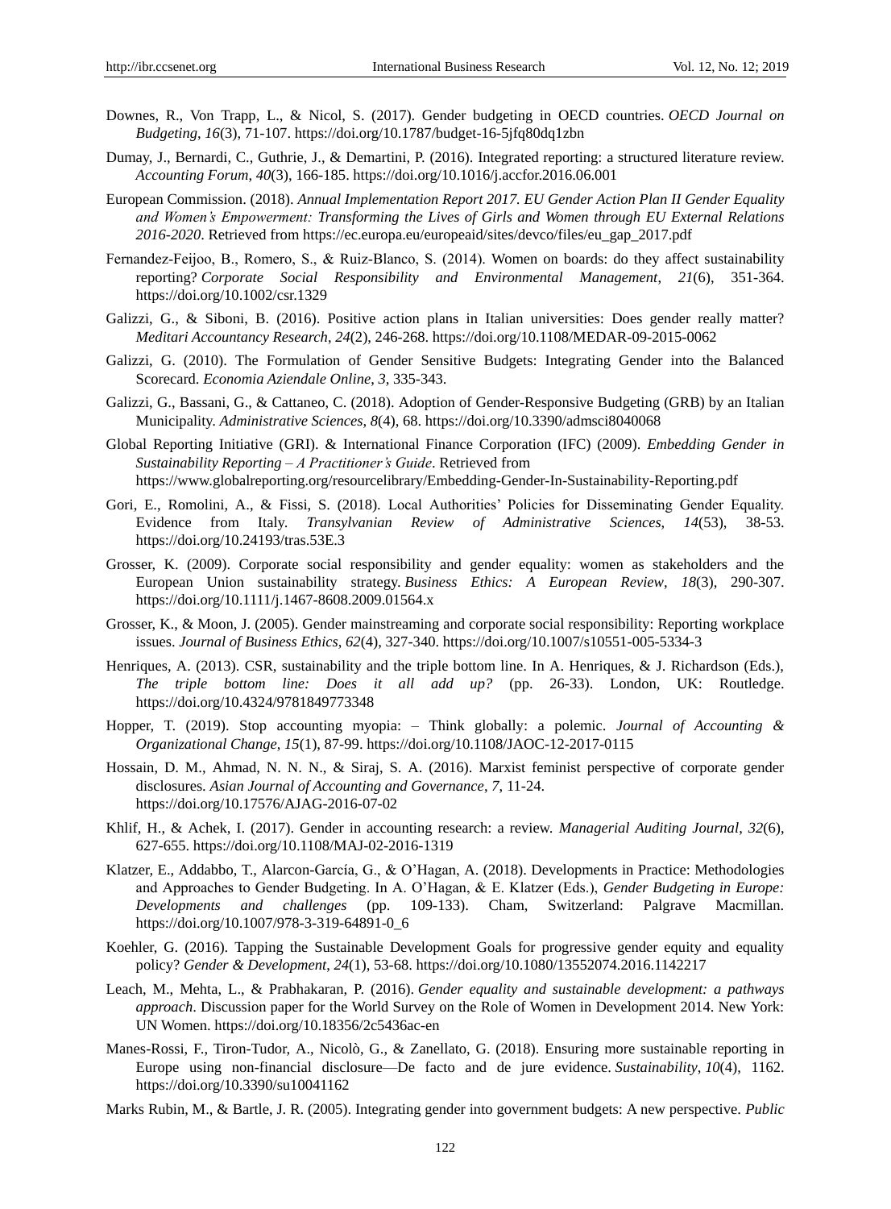Downes, R., Von Trapp, L., & Nicol, S. (2017). Gender budgeting in OECD countries. *OECD Journal on Budgeting, 16*(3), 71-107. https://doi.org/10.1787/budget-16-5jfq80dq1zbn

Dumay, J., Bernardi, C., Guthrie, J., & Demartini, P. (2016). Integrated reporting: a structured literature review. *Accounting Forum, 40*(3), 166-185. https://doi.org/10.1016/j.accfor.2016.06.001

European Commission. (2018). *Annual Implementation Report 2017. EU Gender Action Plan II Gender Equality and Women's Empowerment: Transforming the Lives of Girls and Women through EU External Relations 2016-2020*. Retrieved from https://ec.europa.eu/europeaid/sites/devco/files/eu_gap_2017.pdf

Fernandez-Feijoo, B., Romero, S., & Ruiz-Blanco, S. (2014). Women on boards: do they affect sustainability reporting? *Corporate Social Responsibility and Environmental Management, 21*(6), 351-364. https://doi.org/10.1002/csr.1329

Galizzi, G., & Siboni, B. (2016). Positive action plans in Italian universities: Does gender really matter? *Meditari Accountancy Research, 24*(2), 246-268. https://doi.org/10.1108/MEDAR-09-2015-0062

Galizzi, G. (2010). The Formulation of Gender Sensitive Budgets: Integrating Gender into the Balanced Scorecard. *Economia Aziendale Online, 3*, 335-343.

Galizzi, G., Bassani, G., & Cattaneo, C. (2018). Adoption of Gender-Responsive Budgeting (GRB) by an Italian Municipality. *Administrative Sciences, 8*(4), 68. https://doi.org/10.3390/admsci8040068

Global Reporting Initiative (GRI). & International Finance Corporation (IFC) (2009). *Embedding Gender in Sustainability Reporting – A Practitioner's Guide*. Retrieved from https://www.globalreporting.org/resourcelibrary/Embedding-Gender-In-Sustainability-Reporting.pdf

Gori, E., Romolini, A., & Fissi, S. (2018). Local Authorities' Policies for Disseminating Gender Equality. Evidence from Italy. *Transylvanian Review of Administrative Sciences, 14*(53), 38-53. https://doi.org/10.24193/tras.53E.3

Grosser, K. (2009). Corporate social responsibility and gender equality: women as stakeholders and the European Union sustainability strategy. *Business Ethics: A European Review, 18*(3), 290-307. https://doi.org/10.1111/j.1467-8608.2009.01564.x

Grosser, K., & Moon, J. (2005). Gender mainstreaming and corporate social responsibility: Reporting workplace issues. *Journal of Business Ethics, 62*(4), 327-340. https://doi.org/10.1007/s10551-005-5334-3

Henriques, A. (2013). CSR, sustainability and the triple bottom line. In A. Henriques, & J. Richardson (Eds.), *The triple bottom line: Does it all add up?* (pp. 26-33). London, UK: Routledge. https://doi.org/10.4324/9781849773348

Hopper, T. (2019). Stop accounting myopia: – Think globally: a polemic. *Journal of Accounting & Organizational Change, 15*(1), 87-99. https://doi.org/10.1108/JAOC-12-2017-0115

Hossain, D. M., Ahmad, N. N. N., & Siraj, S. A. (2016). Marxist feminist perspective of corporate gender disclosures. *Asian Journal of Accounting and Governance, 7*, 11-24. https://doi.org/10.17576/AJAG-2016-07-02

Khlif, H., & Achek, I. (2017). Gender in accounting research: a review. *Managerial Auditing Journal, 32*(6), 627-655. https://doi.org/10.1108/MAJ-02-2016-1319

Klatzer, E., Addabbo, T., Alarcon-García, G., & O'Hagan, A. (2018). Developments in Practice: Methodologies and Approaches to Gender Budgeting. In A. O'Hagan, & E. Klatzer (Eds.), *Gender Budgeting in Europe: Developments and challenges* (pp. 109-133). Cham, Switzerland: Palgrave Macmillan. https://doi.org/10.1007/978-3-319-64891-0_6

Koehler, G. (2016). Tapping the Sustainable Development Goals for progressive gender equity and equality policy? *Gender & Development, 24*(1), 53-68. https://doi.org/10.1080/13552074.2016.1142217

Leach, M., Mehta, L., & Prabhakaran, P. (2016). *Gender equality and sustainable development: a pathways approach*. Discussion paper for the World Survey on the Role of Women in Development 2014. New York: UN Women. https://doi.org/10.18356/2c5436ac-en

Manes-Rossi, F., Tiron-Tudor, A., Nicolò, G., & Zanellato, G. (2018). Ensuring more sustainable reporting in Europe using non-financial disclosure—De facto and de jure evidence. *Sustainability, 10*(4), 1162. https://doi.org/10.3390/su10041162

Marks Rubin, M., & Bartle, J. R. (2005). Integrating gender into government budgets: A new perspective. *Public*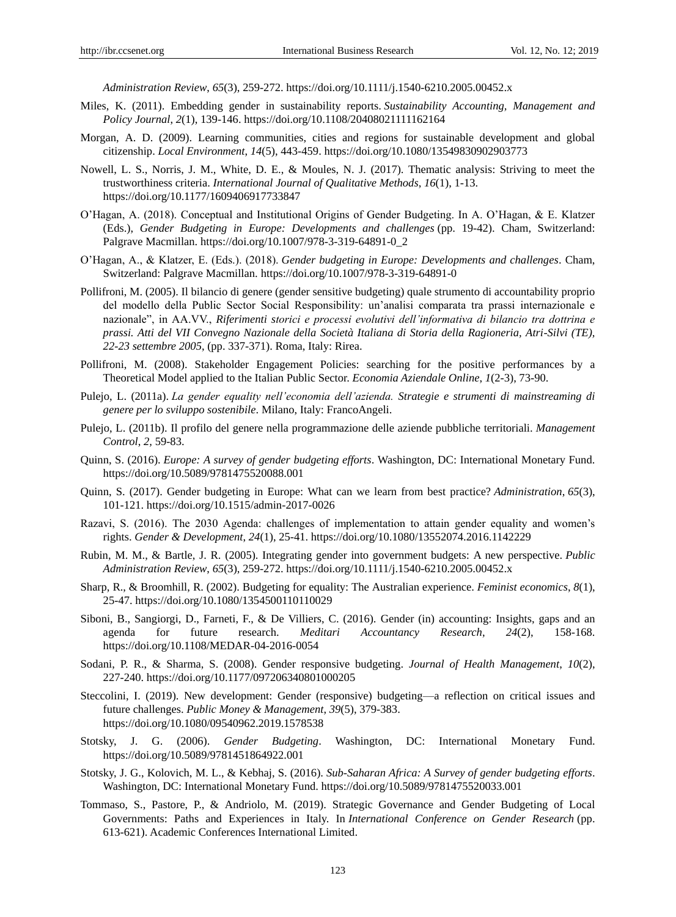*Administration Review*, *65*(3), 259-272. https://doi.org/10.1111/j.1540-6210.2005.00452.x

Miles, K. (2011). Embedding gender in sustainability reports. *Sustainability Accounting, Management and Policy Journal, 2*(1), 139-146. https://doi.org/10.1108/20408021111162164

Morgan, A. D. (2009). Learning communities, cities and regions for sustainable development and global citizenship. *Local Environment*, *14*(5), 443-459. https://doi.org/10.1080/13549830902903773

Nowell, L. S., Norris, J. M., White, D. E., & Moules, N. J. (2017). Thematic analysis: Striving to meet the trustworthiness criteria. *International Journal of Qualitative Methods*, *16*(1), 1-13. https://doi.org/10.1177/1609406917733847

O'Hagan, A. (2018). Conceptual and Institutional Origins of Gender Budgeting. In A. O'Hagan, & E. Klatzer (Eds.)*, Gender Budgeting in Europe: Developments and challenges* (pp. 19-42). Cham, Switzerland: Palgrave Macmillan. https://doi.org/10.1007/978-3-319-64891-0_2

O'Hagan, A., & Klatzer, E. (Eds.). (2018). *Gender budgeting in Europe: Developments and challenges*. Cham, Switzerland: Palgrave Macmillan. https://doi.org/10.1007/978-3-319-64891-0

Pollifroni, M. (2005). Il bilancio di genere (gender sensitive budgeting) quale strumento di accountability proprio del modello della Public Sector Social Responsibility: un'analisi comparata tra prassi internazionale e nazionale", in AA.VV., *Riferimenti storici e processi evolutivi dell'informativa di bilancio tra dottrina e prassi. Atti del VII Convegno Nazionale della Società Italiana di Storia della Ragioneria, Atri-Silvi (TE), 22-23 settembre 2005*, (pp. 337-371). Roma, Italy: Rirea.

Pollifroni, M. (2008). Stakeholder Engagement Policies: searching for the positive performances by a Theoretical Model applied to the Italian Public Sector. *Economia Aziendale Online*, *1*(2-3), 73-90.

Pulejo, L. (2011a). *La gender equality nell'economia dell'azienda. Strategie e strumenti di mainstreaming di genere per lo sviluppo sostenibile*. Milano, Italy: FrancoAngeli.

Pulejo, L. (2011b). Il profilo del genere nella programmazione delle aziende pubbliche territoriali. *Management Control*, *2,* 59-83.

Quinn, S. (2016). *Europe: A survey of gender budgeting efforts*. Washington, DC: International Monetary Fund. https://doi.org/10.5089/9781475520088.001

Quinn, S. (2017). Gender budgeting in Europe: What can we learn from best practice? *Administration*, *65*(3), 101-121. https://doi.org/10.1515/admin-2017-0026

Razavi, S. (2016). The 2030 Agenda: challenges of implementation to attain gender equality and women's rights. *Gender & Development*, *24*(1), 25-41. https://doi.org/10.1080/13552074.2016.1142229

Rubin, M. M., & Bartle, J. R. (2005). Integrating gender into government budgets: A new perspective. *Public Administration Review*, *65*(3), 259-272. https://doi.org/10.1111/j.1540-6210.2005.00452.x

Sharp, R., & Broomhill, R. (2002). Budgeting for equality: The Australian experience. *Feminist economics*, *8*(1), 25-47. https://doi.org/10.1080/1354500110110029

Siboni, B., Sangiorgi, D., Farneti, F., & De Villiers, C. (2016). Gender (in) accounting: Insights, gaps and an agenda for future research. *Meditari Accountancy Research*, *24*(2), 158-168. https://doi.org/10.1108/MEDAR-04-2016-0054

Sodani, P. R., & Sharma, S. (2008). Gender responsive budgeting. *Journal of Health Management*, *10*(2), 227-240. https://doi.org/10.1177/097206340801000205

Steccolini, I. (2019). New development: Gender (responsive) budgeting—a reflection on critical issues and future challenges. *Public Money & Management*, *39*(5), 379-383. https://doi.org/10.1080/09540962.2019.1578538

Stotsky, J. G. (2006). *Gender Budgeting*. Washington, DC: International Monetary Fund. https://doi.org/10.5089/9781451864922.001

Stotsky, J. G., Kolovich, M. L., & Kebhaj, S. (2016). *Sub-Saharan Africa: A Survey of gender budgeting efforts*. Washington, DC: International Monetary Fund. https://doi.org/10.5089/9781475520033.001

Tommaso, S., Pastore, P., & Andriolo, M. (2019). Strategic Governance and Gender Budgeting of Local Governments: Paths and Experiences in Italy. In *International Conference on Gender Research* (pp. 613-621). Academic Conferences International Limited.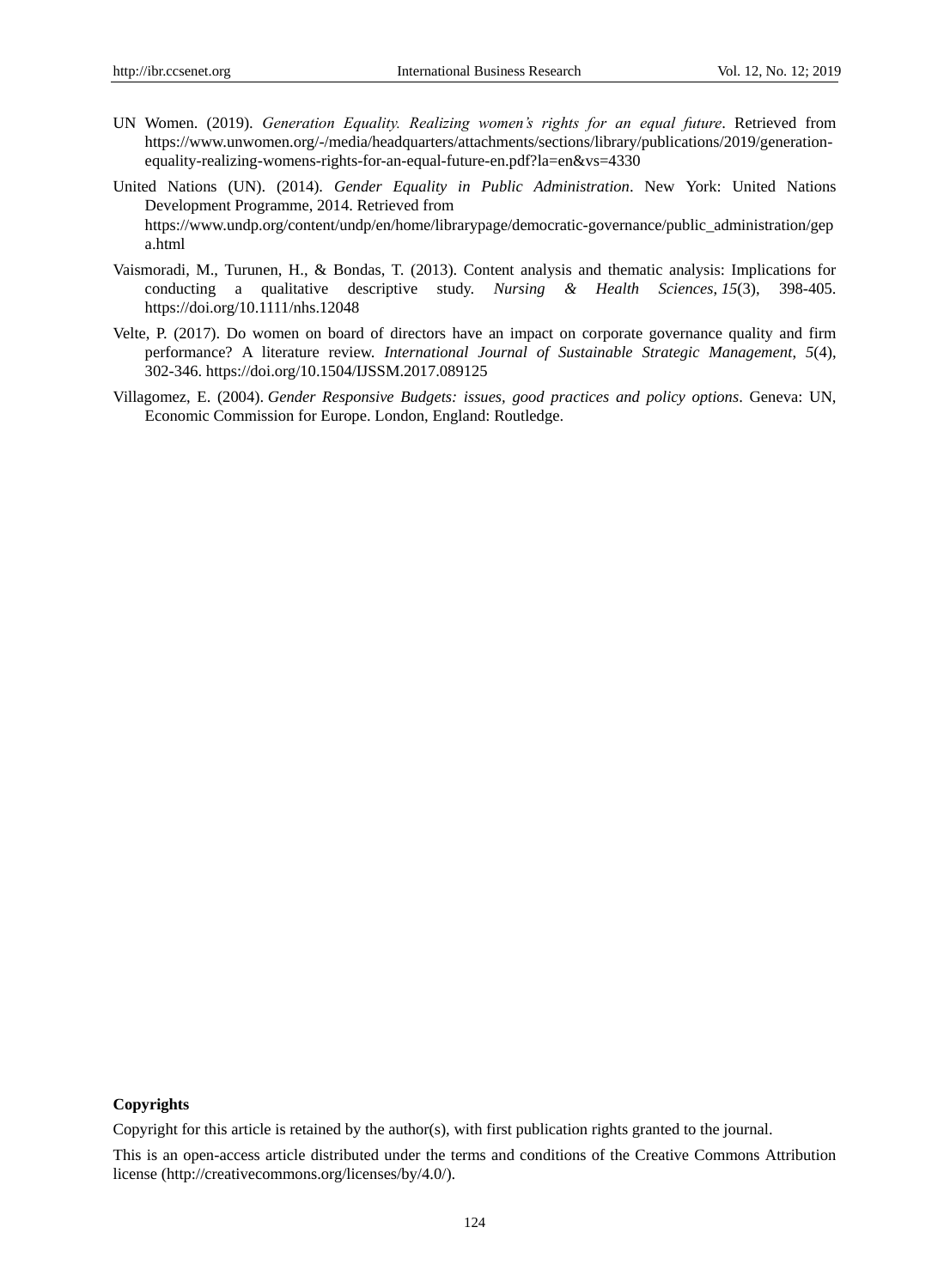UN Women. (2019). *Generation Equality. Realizing women's rights for an equal future*. Retrieved from https://www.unwomen.org/-/media/headquarters/attachments/sections/library/publications/2019/generation-equality-realizing-womens-rights-for-an-equal-future-en.pdf?la=en&vs=4330

United Nations (UN). (2014). *Gender Equality in Public Administration*. New York: United Nations Development Programme, 2014. Retrieved from https://www.undp.org/content/undp/en/home/librarypage/democratic-governance/public_administration/gepa.html

Vaismoradi, M., Turunen, H., & Bondas, T. (2013). Content analysis and thematic analysis: Implications for conducting a qualitative descriptive study. *Nursing & Health Sciences, 15*(3), 398-405. https://doi.org/10.1111/nhs.12048

Velte, P. (2017). Do women on board of directors have an impact on corporate governance quality and firm performance? A literature review. *International Journal of Sustainable Strategic Management, 5*(4), 302-346. https://doi.org/10.1504/IJSSM.2017.089125

Villagomez, E. (2004). *Gender Responsive Budgets: issues, good practices and policy options*. Geneva: UN, Economic Commission for Europe. London, England: Routledge.

**Copyrights**

Copyright for this article is retained by the author(s), with first publication rights granted to the journal.

This is an open-access article distributed under the terms and conditions of the Creative Commons Attribution license (http://creativecommons.org/licenses/by/4.0/).